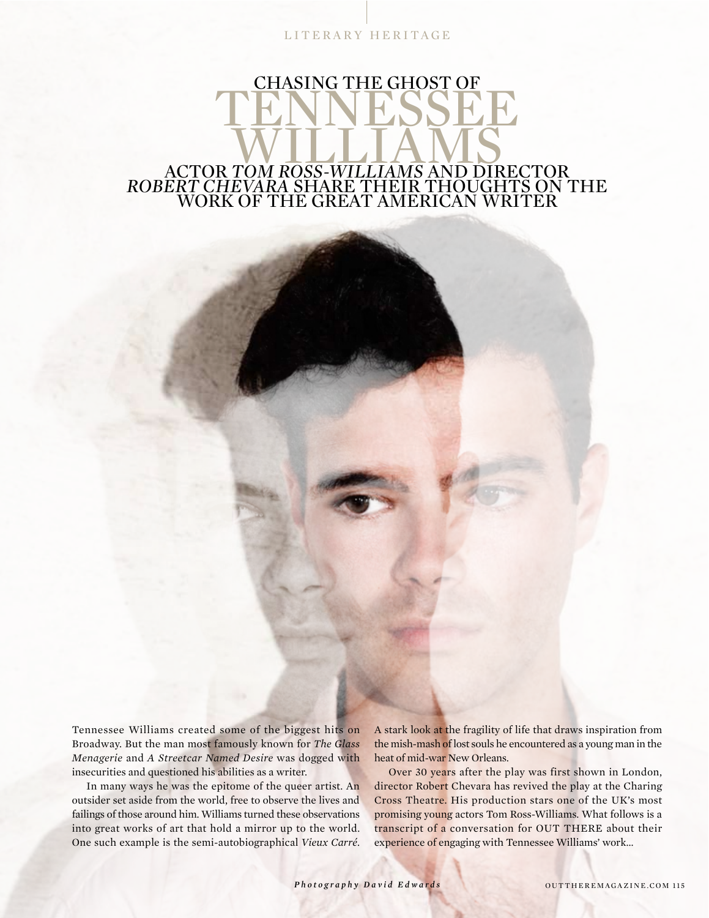LITERARY HERITAGE

# CHASING THE GHOST OF TENNESSEE WILLIAMS

## ACTOR *TOM ROSS-WILLIAMS* AND DIRECTOR *ROBERT CHEVARA* SHARE THEIR THOUGHTS ON THE WORK OF THE GREAT AMERICAN WRITER

Tennessee Williams created some of the biggest hits on Broadway. But the man most famously known for *The Glass Menagerie* and *A Streetcar Named Desire* was dogged with insecurities and questioned his abilities as a writer.

In many ways he was the epitome of the queer artist. An outsider set aside from the world, free to observe the lives and failings of those around him. Williams turned these observations into great works of art that hold a mirror up to the world. One such example is the semi-autobiographical *Vieux Carré*. A stark look at the fragility of life that draws inspiration from the mish-mash of lost souls he encountered as a young man in the heat of mid-war New Orleans.

Over 30 years after the play was first shown in London, director Robert Chevara has revived the play at the Charing Cross Theatre. His production stars one of the UK's most promising young actors Tom Ross-Williams. What follows is a transcript of a conversation for OUT THERE about their experience of engaging with Tennessee Williams' work...

***Photography David Edwards***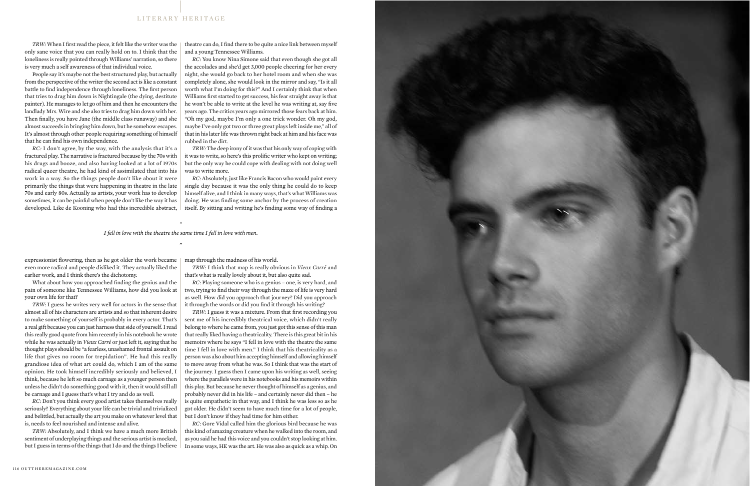*TRW*: When I first read the piece, it felt like the writer was the only sane voice that you can really hold on to. I think that the loneliness is really pointed through Williams' narration, so there is very much a self awareness of that individual voice.

People say it's maybe not the best structured play, but actually from the perspective of the writer the second act is like a constant battle to find independence through loneliness. The first person that tries to drag him down is Nightingale (the dying, destitute painter). He manages to let go of him and then he encounters the landlady Mrs. Wire and she also tries to drag him down with her. Then finally, you have Jane (the middle class runaway) and she almost succeeds in bringing him down, but he somehow escapes. It's almost through other people requiring something of himself that he can find his own independence.

*RC*: I don't agree, by the way, with the analysis that it's a fractured play. The narrative is fractured because by the 70s with his drugs and booze, and also having looked at a lot of 1970s radical queer theatre, he had kind of assimilated that into his work in a way. So the things people don't like about it were primarily the things that were happening in theatre in the late 70s and early 80s. Actually as artists, your work has to develop sometimes, it can be painful when people don't like the way it has developed. Like de Kooning who had this incredible abstract, expressionist flowering, then as he got older the work became even more radical and people disliked it. They actually liked the earlier work, and I think there's the dichotomy.

What about how you approached finding the genius and the pain of someone like Tennessee Williams, how did you look at your own life for that?

*TRW*: I guess he writes very well for actors in the sense that almost all of his characters are artists and so that inherent desire to make something of yourself is probably in every actor. That's a real gift because you can just harness that side of yourself. I read this really good quote from him recently in his notebook he wrote while he was actually in *Vieux Carré* or just left it, saying that he thought plays should be "a fearless, unashamed frontal assault on life that gives no room for trepidation". He had this really grandiose idea of what art could do, which I am of the same opinion. He took himself incredibly seriously and believed, I think, because he left so much carnage as a younger person then unless he didn't do something good with it, then it would still all be carnage and I guess that's what I try and do as well.

*RC*: Don't you think every good artist takes themselves really seriously? Everything about your life can be trivial and trivialized and belittled, but actually the art you make on whatever level that is, needs to feel nourished and intense and alive.

*TRW*: Absolutely, and I think we have a much more British sentiment of underplaying things and the serious artist is mocked, but I guess in terms of the things that I do and the things I believe theatre can do, I find there to be quite a nice link between myself and a young Tennessee Williams.

*RC*: You know Nina Simone said that even though she got all the accolades and she'd get 3,000 people cheering for her every night, she would go back to her hotel room and when she was completely alone, she would look in the mirror and say, "Is it all worth what I'm doing for this?" And I certainly think that when Williams first started to get success, his fear straight away is that he won't be able to write at the level he was writing at, say five years ago. The critics years ago mirrored those fears back at him. "Oh my god, maybe I'm only a one trick wonder. Oh my god, maybe I've only got two or three great plays left inside me," all of that in his later life was thrown right back at him and his face was rubbed in the dirt.

*TRW*: The deep irony of it was that his only way of coping with it was to write, so here's this prolific writer who kept on writing; but the only way he could cope with dealing with not doing well was to write more.

*RC*: Absolutely, just like Francis Bacon who would paint every single day because it was the only thing he could do to keep himself alive, and I think in many ways, that's what Williams was doing. He was finding some anchor by the process of creation itself. By sitting and writing he's finding some way of finding a map through the madness of his world.

> *"I fell in love with the theatre the same time I fell in love with men."*

*TRW*: I think that map is really obvious in *Vieux Carré* and that's what is really lovely about it, but also quite sad.

*RC*: Playing someone who is a genius – one, is very hard, and two, trying to find their way through the maze of life is very hard as well. How did you approach that journey? Did you approach it through the words or did you find it through his writing?

*TRW*: I guess it was a mixture. From that first recording you sent me of his incredibly theatrical voice, which didn't really belong to where he came from, you just got this sense of this man that really liked having a theatricality. There is this great bit in his memoirs where he says "I fell in love with the theatre the same time I fell in love with men." I think that his theatricality as a person was also about him accepting himself and allowing himself to move away from what he was. So I think that was the start of the journey. I guess then I came upon his writing as well, seeing where the parallels were in his notebooks and his memoirs within this play. But because he never thought of himself as a genius, and probably never did in his life – and certainly never did then – he is quite empathetic in that way, and I think he was less so as he got older. He didn't seem to have much time for a lot of people, but I don't know if they had time for him either.

*RC*: Gore Vidal called him the glorious bird because he was this kind of amazing creature when he walked into the room, and as you said he had this voice and you couldn't stop looking at him. In some ways, HE was the art. He was also as quick as a whip. On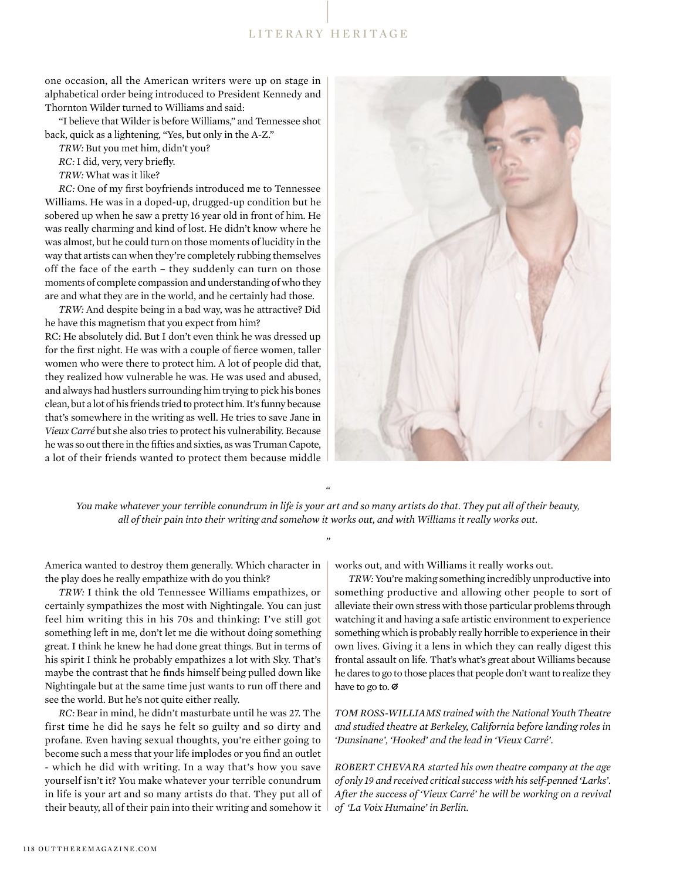one occasion, all the American writers were up on stage in alphabetical order being introduced to President Kennedy and Thornton Wilder turned to Williams and said:

"I believe that Wilder is before Williams," and Tennessee shot back, quick as a lightening, "Yes, but only in the A-Z."

*TRW:* But you met him, didn't you?

*RC:* I did, very, very briefly.

*TRW:* What was it like?

*RC:* One of my first boyfriends introduced me to Tennessee Williams. He was in a doped-up, drugged-up condition but he sobered up when he saw a pretty 16 year old in front of him. He was really charming and kind of lost. He didn't know where he was almost, but he could turn on those moments of lucidity in the way that artists can when they're completely rubbing themselves off the face of the earth – they suddenly can turn on those moments of complete compassion and understanding of who they are and what they are in the world, and he certainly had those.

*TRW:* And despite being in a bad way, was he attractive? Did he have this magnetism that you expect from him?

RC: He absolutely did. But I don't even think he was dressed up for the first night. He was with a couple of fierce women, taller women who were there to protect him. A lot of people did that, they realized how vulnerable he was. He was used and abused, and always had hustlers surrounding him trying to pick his bones clean, but a lot of his friends tried to protect him. It's funny because that's somewhere in the writing as well. He tries to save Jane in *Vieux Carré* but she also tries to protect his vulnerability. Because he was so out there in the fifties and sixties, as was Truman Capote, a lot of their friends wanted to protect them because middle America wanted to destroy them generally. Which character in the play does he really empathize with do you think?

> *"You make whatever your terrible conundrum in life is your art and so many artists do that. They put all of their beauty, all of their pain into their writing and somehow it works out, and with Williams it really works out."*

*TRW:* I think the old Tennessee Williams empathizes, or certainly sympathizes the most with Nightingale. You can just feel him writing this in his 70s and thinking: I've still got something left in me, don't let me die without doing something great. I think he knew he had done great things. But in terms of his spirit I think he probably empathizes a lot with Sky. That's maybe the contrast that he finds himself being pulled down like Nightingale but at the same time just wants to run off there and see the world. But he's not quite either really.

*RC*: Bear in mind, he didn't masturbate until he was 27. The first time he did he says he felt so guilty and so dirty and profane. Even having sexual thoughts, you're either going to become such a mess that your life implodes or you find an outlet - which he did with writing. In a way that's how you save yourself isn't it? You make whatever your terrible conundrum in life is your art and so many artists do that. They put all of their beauty, all of their pain into their writing and somehow it works out, and with Williams it really works out.

*TRW:* You're making something incredibly unproductive into something productive and allowing other people to sort of alleviate their own stress with those particular problems through watching it and having a safe artistic environment to experience something which is probably really horrible to experience in their own lives. Giving it a lens in which they can really digest this frontal assault on life. That's what's great about Williams because he dares to go to those places that people don't want to realize they have to go to. ø

*TOM ROSS-WILLIAMS trained with the National Youth Theatre and studied theatre at Berkeley, California before landing roles in 'Dunsinane', 'Hooked' and the lead in 'Vieux Carré'.*

*ROBERT CHEVARA started his own theatre company at the age of only 19 and received critical success with his self-penned 'Larks'. After the success of 'Vieux Carré' he will be working on a revival of 'La Voix Humaine' in Berlin.*